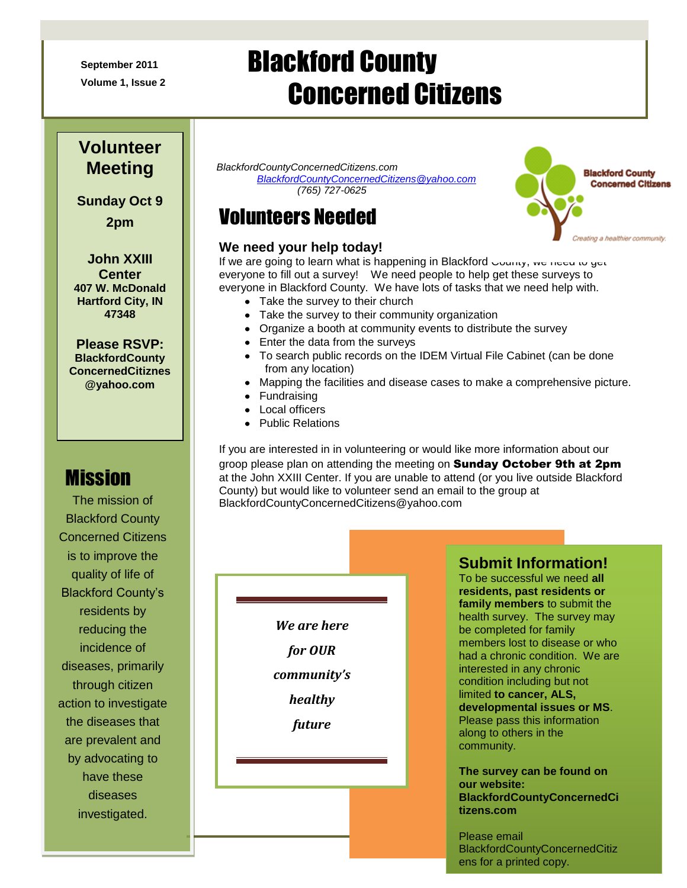September 2011

Volume 1, Issue 2

# Blackford County Concerned Citizens

## Volunteer Meeting

**Sunday Oct 9**

**2pm**

**John XXIII Center**
**407 W. McDonald**
**Hartford City, IN 47348**

**Please RSVP:**
**BlackfordCountyConcernedCitiznes@yahoo.com**

## Mission

The mission of Blackford County Concerned Citizens is to improve the quality of life of Blackford County's residents by reducing the incidence of diseases, primarily through citizen action to investigate the diseases that are prevalent and by advocating to have these diseases investigated.

*BlackfordCountyConcernedCitizens.com*
*BlackfordCountyConcernedCitizens@yahoo.com*
*(765) 727-0625*

Blackford County Concerned Citizens

*Creating a healthier community.*

## Volunteers Needed

### We need your help today!

If we are going to learn what is happening in Blackford County, we need to get everyone to fill out a survey! We need people to help get these surveys to everyone in Blackford County. We have lots of tasks that we need help with.

- Take the survey to their church
- Take the survey to their community organization
- Organize a booth at community events to distribute the survey
- Enter the data from the surveys
- To search public records on the IDEM Virtual File Cabinet (can be done from any location)
- Mapping the facilities and disease cases to make a comprehensive picture.
- Fundraising
- Local officers
- Public Relations

If you are interested in in volunteering or would like more information about our groop please plan on attending the meeting on **Sunday October 9th at 2pm** at the John XXIII Center. If you are unable to attend (or you live outside Blackford County) but would like to volunteer send an email to the group at BlackfordCountyConcernedCitizens@yahoo.com

***We are here for OUR community's healthy future***

## Submit Information!

To be successful we need **all residents, past residents or family members** to submit the health survey. The survey may be completed for family members lost to disease or who had a chronic condition. We are interested in any chronic condition including but not limited **to cancer, ALS, developmental issues or MS**. Please pass this information along to others in the community.

**The survey can be found on our website: BlackfordCountyConcernedCitizens.com**

Please email BlackfordCountyConcernedCitizens for a printed copy.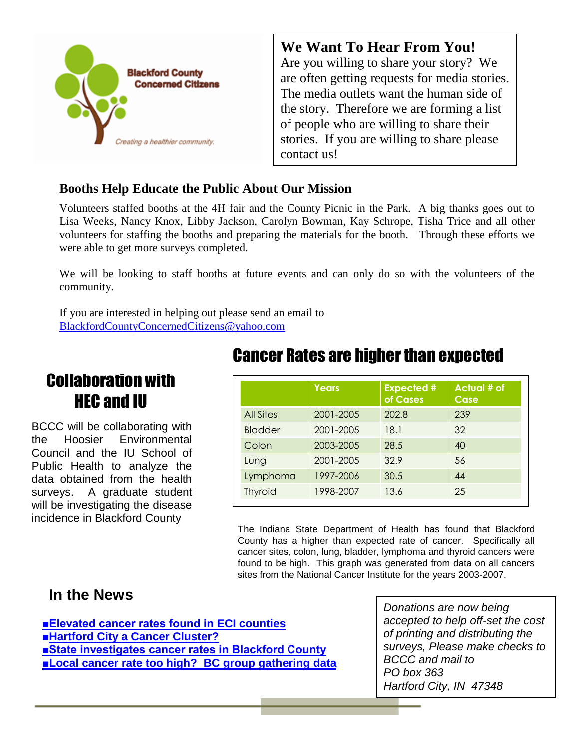Blackford County Concerned Citizens

*Creating a healthier community.*

## We Want To Hear From You!

Are you willing to share your story? We are often getting requests for media stories. The media outlets want the human side of the story. Therefore we are forming a list of people who are willing to share their stories. If you are willing to share please contact us!

### Booths Help Educate the Public About Our Mission

Volunteers staffed booths at the 4H fair and the County Picnic in the Park. A big thanks goes out to Lisa Weeks, Nancy Knox, Libby Jackson, Carolyn Bowman, Kay Schrope, Tisha Trice and all other volunteers for staffing the booths and preparing the materials for the booth. Through these efforts we were able to get more surveys completed.

We will be looking to staff booths at future events and can only do so with the volunteers of the community.

If you are interested in helping out please send an email to BlackfordCountyConcernedCitizens@yahoo.com

## Collaboration with HEC and IU

BCCC will be collaborating with the Hoosier Environmental Council and the IU School of Public Health to analyze the data obtained from the health surveys. A graduate student will be investigating the disease incidence in Blackford County

## Cancer Rates are higher than expected

| | Years | Expected # of Cases | Actual # of Case |
|---|---|---|---|
| All Sites | 2001-2005 | 202.8 | 239 |
| Bladder | 2001-2005 | 18.1 | 32 |
| Colon | 2003-2005 | 28.5 | 40 |
| Lung | 2001-2005 | 32.9 | 56 |
| Lymphoma | 1997-2006 | 30.5 | 44 |
| Thyroid | 1998-2007 | 13.6 | 25 |

The Indiana State Department of Health has found that Blackford County has a higher than expected rate of cancer. Specifically all cancer sites, colon, lung, bladder, lymphoma and thyroid cancers were found to be high. This graph was generated from data on all cancers sites from the National Cancer Institute for the years 2003-2007.

## In the News

- **Elevated cancer rates found in ECI counties**
- **Hartford City a Cancer Cluster?**
- **State investigates cancer rates in Blackford County**
- **Local cancer rate too high? BC group gathering data**

*Donations are now being accepted to help off-set the cost of printing and distributing the surveys, Please make checks to BCCC and mail to*
*PO box 363*
*Hartford City, IN 47348*